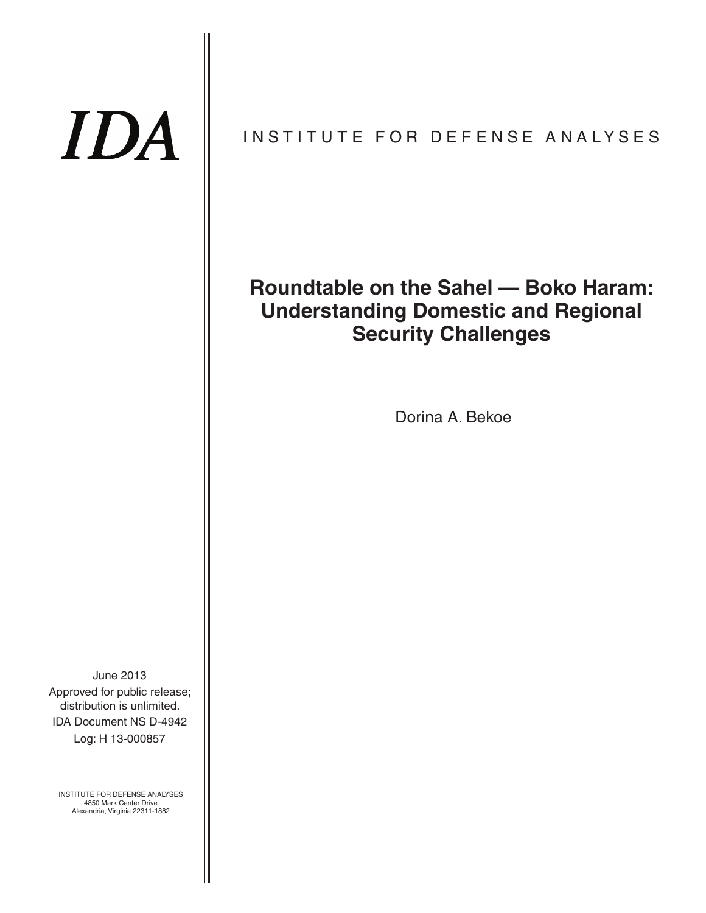IDA

INSTITUTE FOR DEFENSE ANALYSES

# Roundtable on the Sahel — Boko Haram: Understanding Domestic and Regional Security Challenges

Dorina A. Bekoe

June 2013

Approved for public release; distribution is unlimited.

IDA Document NS D-4942

Log: H 13-000857

INSTITUTE FOR DEFENSE ANALYSES
4850 Mark Center Drive
Alexandria, Virginia 22311-1882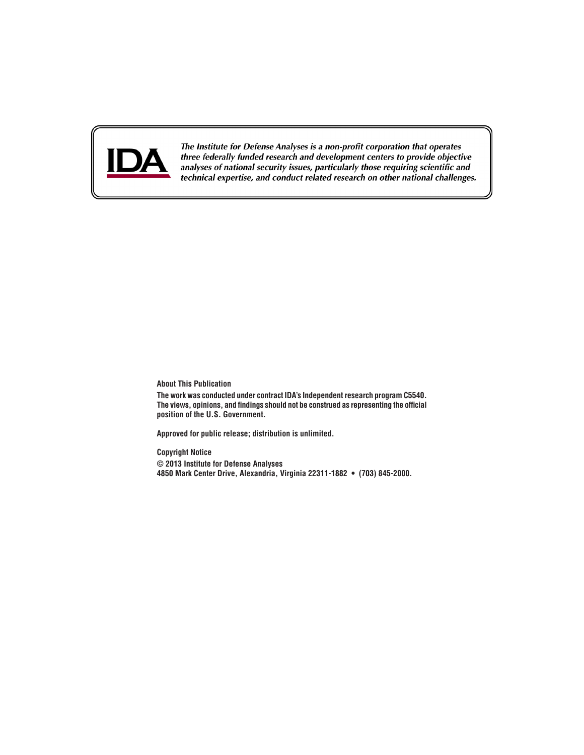IDA

*The Institute for Defense Analyses is a non-profit corporation that operates three federally funded research and development centers to provide objective analyses of national security issues, particularly those requiring scientific and technical expertise, and conduct related research on other national challenges.*

**About This Publication**

**The work was conducted under contract IDA's Independent research program C5540. The views, opinions, and findings should not be construed as representing the official position of the U.S. Government.**

**Approved for public release; distribution is unlimited.**

**Copyright Notice**

**© 2013 Institute for Defense Analyses**
**4850 Mark Center Drive, Alexandria, Virginia 22311-1882 • (703) 845-2000.**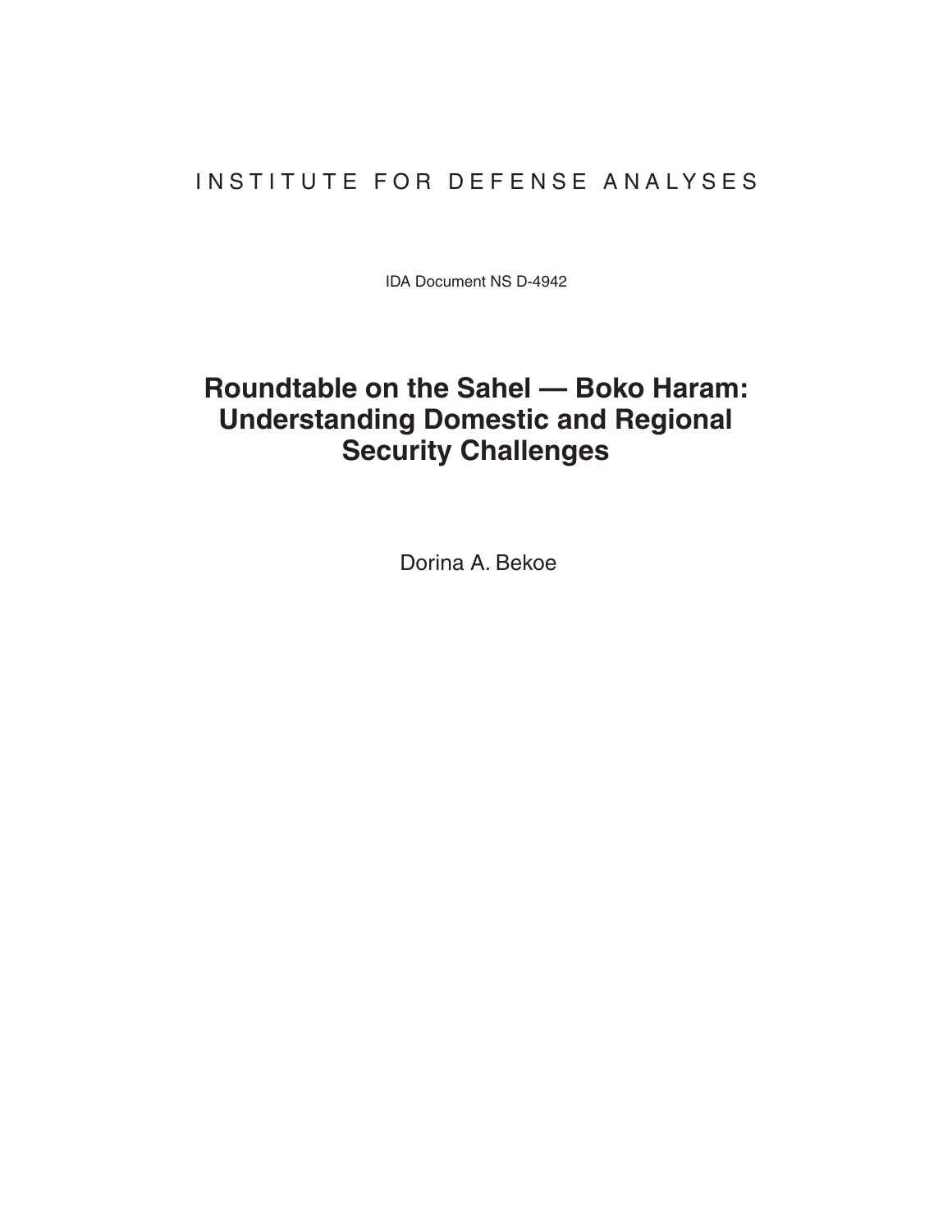INSTITUTE FOR DEFENSE ANALYSES

IDA Document NS D-4942

# Roundtable on the Sahel — Boko Haram: Understanding Domestic and Regional Security Challenges

Dorina A. Bekoe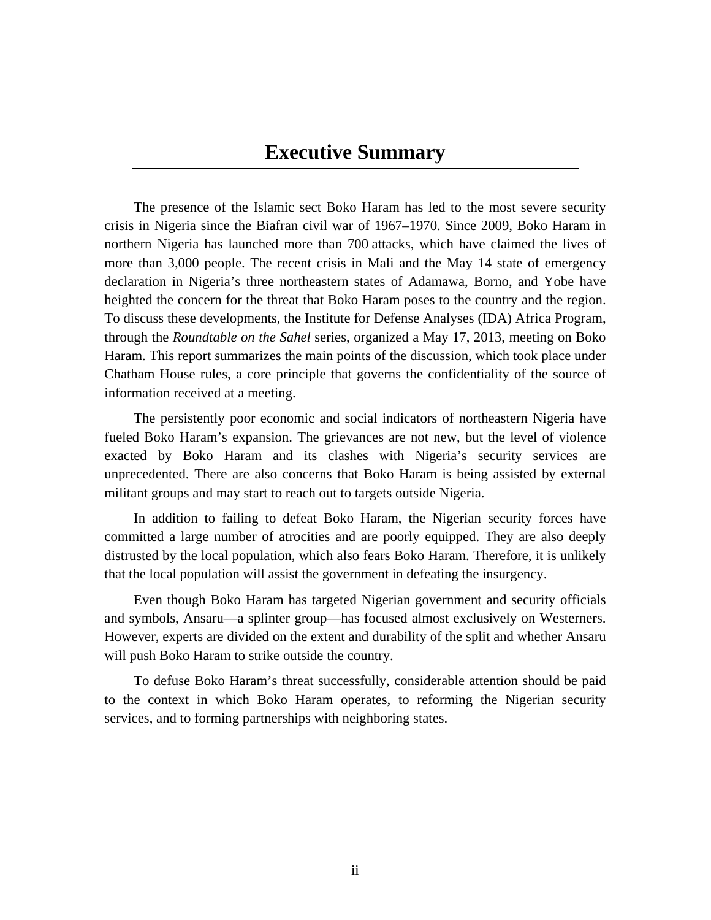# Executive Summary

The presence of the Islamic sect Boko Haram has led to the most severe security crisis in Nigeria since the Biafran civil war of 1967–1970. Since 2009, Boko Haram in northern Nigeria has launched more than 700 attacks, which have claimed the lives of more than 3,000 people. The recent crisis in Mali and the May 14 state of emergency declaration in Nigeria's three northeastern states of Adamawa, Borno, and Yobe have heighted the concern for the threat that Boko Haram poses to the country and the region. To discuss these developments, the Institute for Defense Analyses (IDA) Africa Program, through the *Roundtable on the Sahel* series, organized a May 17, 2013, meeting on Boko Haram. This report summarizes the main points of the discussion, which took place under Chatham House rules, a core principle that governs the confidentiality of the source of information received at a meeting.

The persistently poor economic and social indicators of northeastern Nigeria have fueled Boko Haram's expansion. The grievances are not new, but the level of violence exacted by Boko Haram and its clashes with Nigeria's security services are unprecedented. There are also concerns that Boko Haram is being assisted by external militant groups and may start to reach out to targets outside Nigeria.

In addition to failing to defeat Boko Haram, the Nigerian security forces have committed a large number of atrocities and are poorly equipped. They are also deeply distrusted by the local population, which also fears Boko Haram. Therefore, it is unlikely that the local population will assist the government in defeating the insurgency.

Even though Boko Haram has targeted Nigerian government and security officials and symbols, Ansaru—a splinter group—has focused almost exclusively on Westerners. However, experts are divided on the extent and durability of the split and whether Ansaru will push Boko Haram to strike outside the country.

To defuse Boko Haram's threat successfully, considerable attention should be paid to the context in which Boko Haram operates, to reforming the Nigerian security services, and to forming partnerships with neighboring states.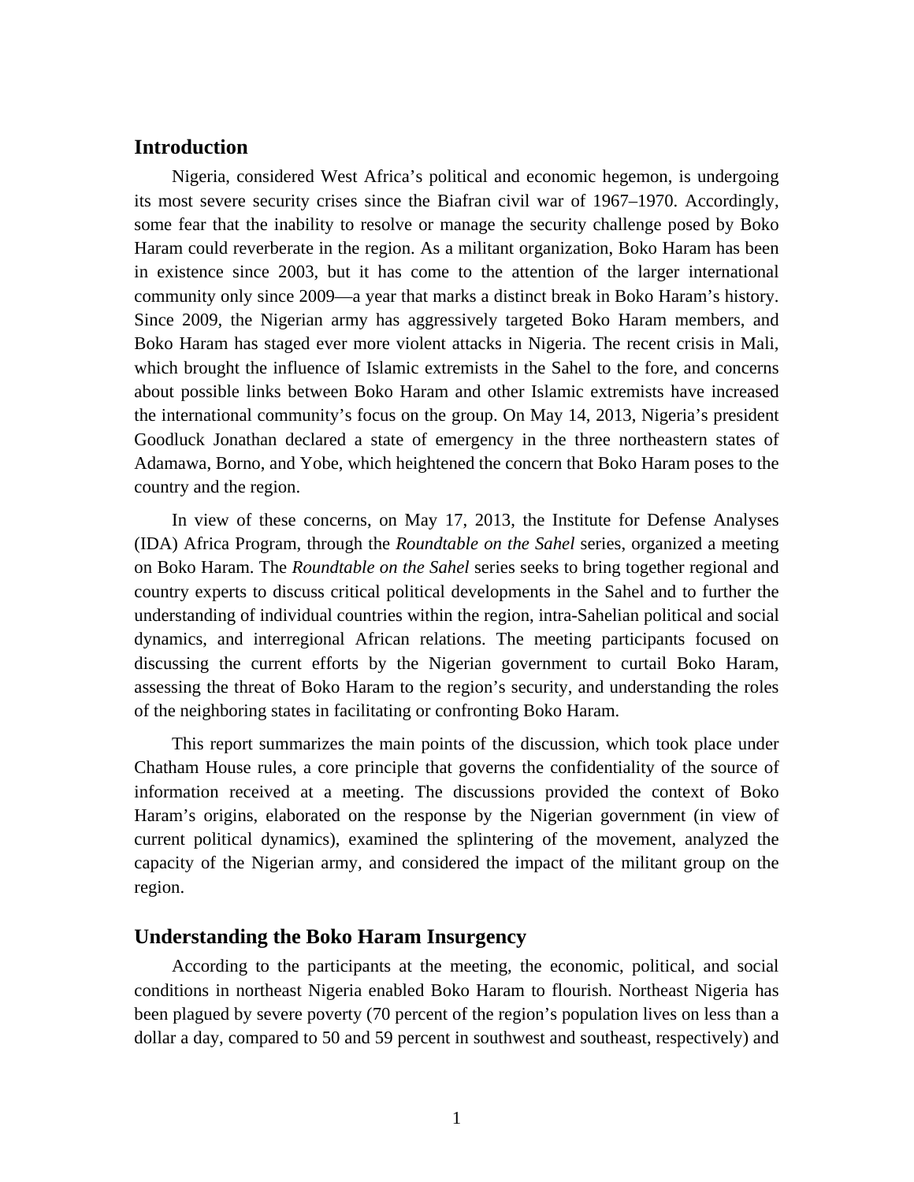## Introduction

Nigeria, considered West Africa's political and economic hegemon, is undergoing its most severe security crises since the Biafran civil war of 1967–1970. Accordingly, some fear that the inability to resolve or manage the security challenge posed by Boko Haram could reverberate in the region. As a militant organization, Boko Haram has been in existence since 2003, but it has come to the attention of the larger international community only since 2009—a year that marks a distinct break in Boko Haram's history. Since 2009, the Nigerian army has aggressively targeted Boko Haram members, and Boko Haram has staged ever more violent attacks in Nigeria. The recent crisis in Mali, which brought the influence of Islamic extremists in the Sahel to the fore, and concerns about possible links between Boko Haram and other Islamic extremists have increased the international community's focus on the group. On May 14, 2013, Nigeria's president Goodluck Jonathan declared a state of emergency in the three northeastern states of Adamawa, Borno, and Yobe, which heightened the concern that Boko Haram poses to the country and the region.

In view of these concerns, on May 17, 2013, the Institute for Defense Analyses (IDA) Africa Program, through the *Roundtable on the Sahel* series, organized a meeting on Boko Haram. The *Roundtable on the Sahel* series seeks to bring together regional and country experts to discuss critical political developments in the Sahel and to further the understanding of individual countries within the region, intra-Sahelian political and social dynamics, and interregional African relations. The meeting participants focused on discussing the current efforts by the Nigerian government to curtail Boko Haram, assessing the threat of Boko Haram to the region's security, and understanding the roles of the neighboring states in facilitating or confronting Boko Haram.

This report summarizes the main points of the discussion, which took place under Chatham House rules, a core principle that governs the confidentiality of the source of information received at a meeting. The discussions provided the context of Boko Haram's origins, elaborated on the response by the Nigerian government (in view of current political dynamics), examined the splintering of the movement, analyzed the capacity of the Nigerian army, and considered the impact of the militant group on the region.

## Understanding the Boko Haram Insurgency

According to the participants at the meeting, the economic, political, and social conditions in northeast Nigeria enabled Boko Haram to flourish. Northeast Nigeria has been plagued by severe poverty (70 percent of the region's population lives on less than a dollar a day, compared to 50 and 59 percent in southwest and southeast, respectively) and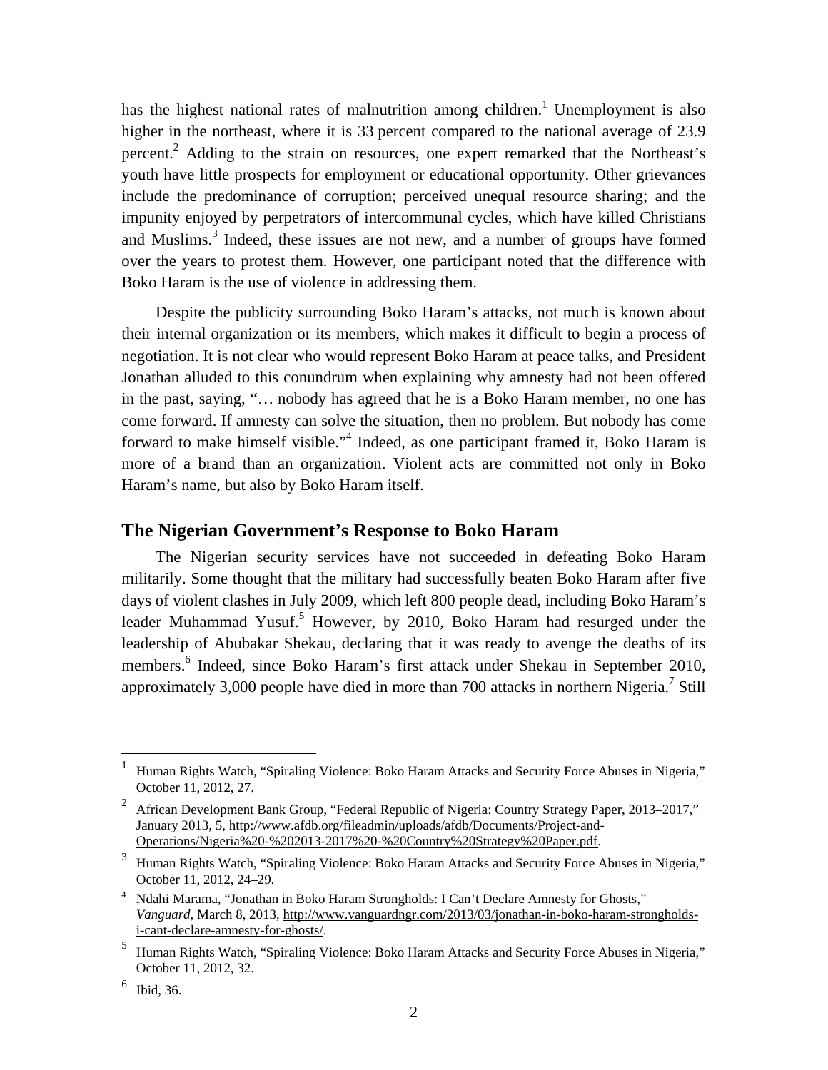has the highest national rates of malnutrition among children.[1] Unemployment is also higher in the northeast, where it is 33 percent compared to the national average of 23.9 percent.[2] Adding to the strain on resources, one expert remarked that the Northeast's youth have little prospects for employment or educational opportunity. Other grievances include the predominance of corruption; perceived unequal resource sharing; and the impunity enjoyed by perpetrators of intercommunal cycles, which have killed Christians and Muslims.[3] Indeed, these issues are not new, and a number of groups have formed over the years to protest them. However, one participant noted that the difference with Boko Haram is the use of violence in addressing them.

Despite the publicity surrounding Boko Haram's attacks, not much is known about their internal organization or its members, which makes it difficult to begin a process of negotiation. It is not clear who would represent Boko Haram at peace talks, and President Jonathan alluded to this conundrum when explaining why amnesty had not been offered in the past, saying, "… nobody has agreed that he is a Boko Haram member, no one has come forward. If amnesty can solve the situation, then no problem. But nobody has come forward to make himself visible."[4] Indeed, as one participant framed it, Boko Haram is more of a brand than an organization. Violent acts are committed not only in Boko Haram's name, but also by Boko Haram itself.

## The Nigerian Government's Response to Boko Haram

The Nigerian security services have not succeeded in defeating Boko Haram militarily. Some thought that the military had successfully beaten Boko Haram after five days of violent clashes in July 2009, which left 800 people dead, including Boko Haram's leader Muhammad Yusuf.[5] However, by 2010, Boko Haram had resurged under the leadership of Abubakar Shekau, declaring that it was ready to avenge the deaths of its members.[6] Indeed, since Boko Haram's first attack under Shekau in September 2010, approximately 3,000 people have died in more than 700 attacks in northern Nigeria.[7] Still

---

[1] Human Rights Watch, "Spiraling Violence: Boko Haram Attacks and Security Force Abuses in Nigeria," October 11, 2012, 27.

[2] African Development Bank Group, "Federal Republic of Nigeria: Country Strategy Paper, 2013–2017," January 2013, 5, http://www.afdb.org/fileadmin/uploads/afdb/Documents/Project-and-Operations/Nigeria%20-%202013-2017%20-%20Country%20Strategy%20Paper.pdf.

[3] Human Rights Watch, "Spiraling Violence: Boko Haram Attacks and Security Force Abuses in Nigeria," October 11, 2012, 24–29.

[4] Ndahi Marama, "Jonathan in Boko Haram Strongholds: I Can't Declare Amnesty for Ghosts," *Vanguard*, March 8, 2013, http://www.vanguardngr.com/2013/03/jonathan-in-boko-haram-strongholds-i-cant-declare-amnesty-for-ghosts/.

[5] Human Rights Watch, "Spiraling Violence: Boko Haram Attacks and Security Force Abuses in Nigeria," October 11, 2012, 32.

[6] Ibid, 36.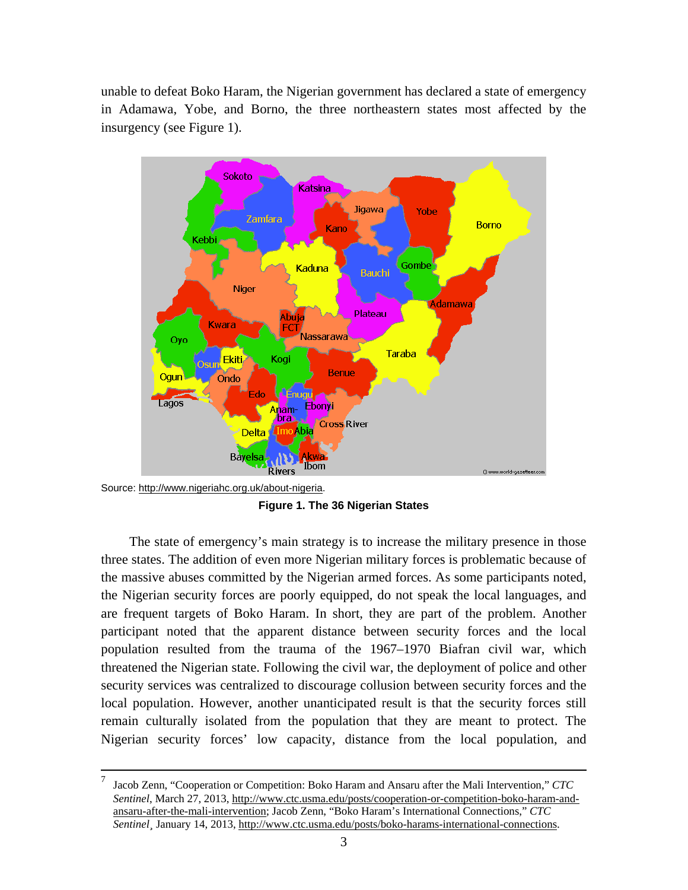unable to defeat Boko Haram, the Nigerian government has declared a state of emergency in Adamawa, Yobe, and Borno, the three northeastern states most affected by the insurgency (see Figure 1).

Source: http://www.nigeriahc.org.uk/about-nigeria.

**Figure 1. The 36 Nigerian States**

The state of emergency's main strategy is to increase the military presence in those three states. The addition of even more Nigerian military forces is problematic because of the massive abuses committed by the Nigerian armed forces. As some participants noted, the Nigerian security forces are poorly equipped, do not speak the local languages, and are frequent targets of Boko Haram. In short, they are part of the problem. Another participant noted that the apparent distance between security forces and the local population resulted from the trauma of the 1967–1970 Biafran civil war, which threatened the Nigerian state. Following the civil war, the deployment of police and other security services was centralized to discourage collusion between security forces and the local population. However, another unanticipated result is that the security forces still remain culturally isolated from the population that they are meant to protect. The Nigerian security forces' low capacity, distance from the local population, and

---

[7] Jacob Zenn, "Cooperation or Competition: Boko Haram and Ansaru after the Mali Intervention," *CTC Sentinel*, March 27, 2013, http://www.ctc.usma.edu/posts/cooperation-or-competition-boko-haram-and-ansaru-after-the-mali-intervention; Jacob Zenn, "Boko Haram's International Connections," *CTC Sentinel*¸ January 14, 2013, http://www.ctc.usma.edu/posts/boko-harams-international-connections.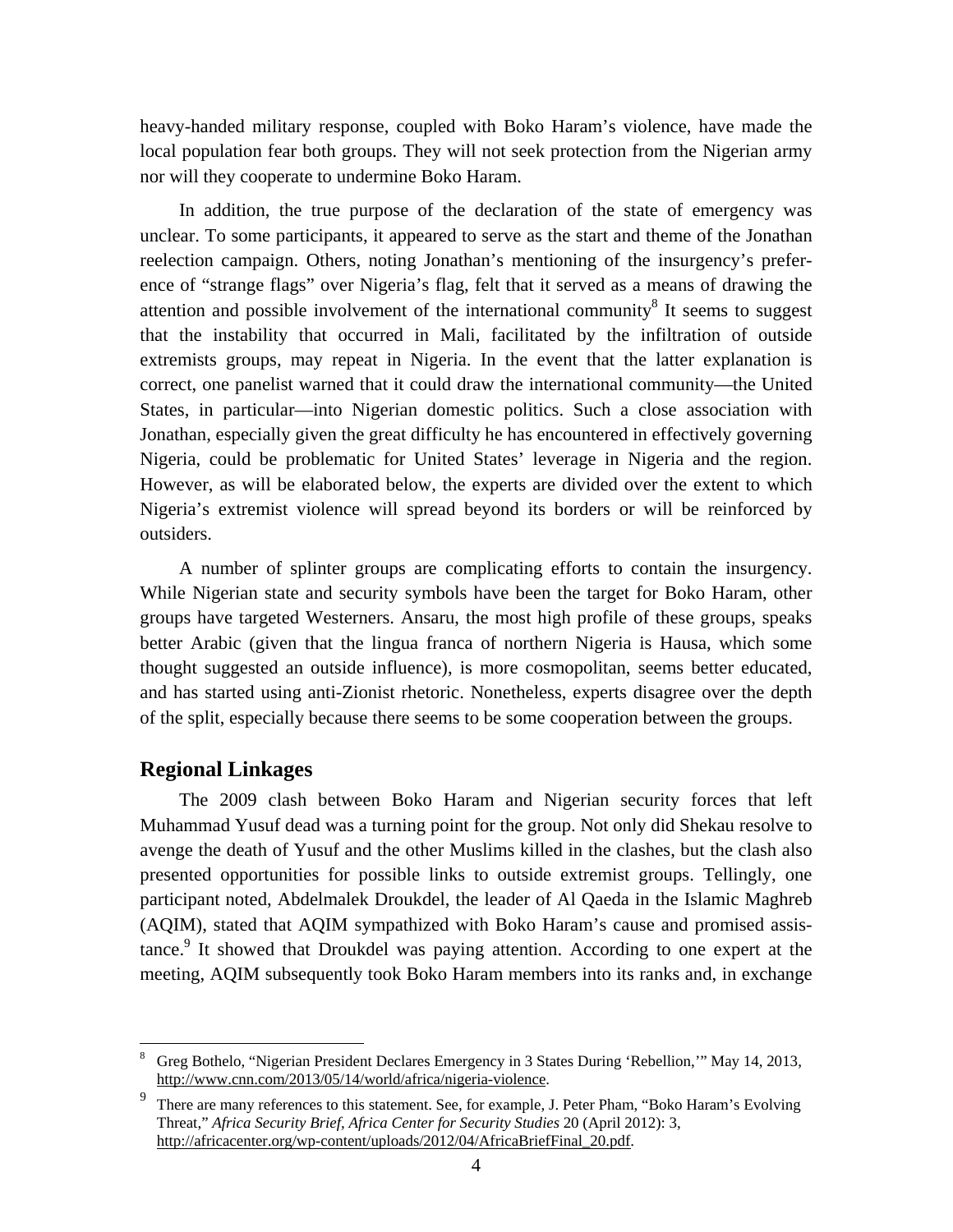heavy-handed military response, coupled with Boko Haram's violence, have made the local population fear both groups. They will not seek protection from the Nigerian army nor will they cooperate to undermine Boko Haram.

In addition, the true purpose of the declaration of the state of emergency was unclear. To some participants, it appeared to serve as the start and theme of the Jonathan reelection campaign. Others, noting Jonathan's mentioning of the insurgency's preference of "strange flags" over Nigeria's flag, felt that it served as a means of drawing the attention and possible involvement of the international community[8] It seems to suggest that the instability that occurred in Mali, facilitated by the infiltration of outside extremists groups, may repeat in Nigeria. In the event that the latter explanation is correct, one panelist warned that it could draw the international community—the United States, in particular—into Nigerian domestic politics. Such a close association with Jonathan, especially given the great difficulty he has encountered in effectively governing Nigeria, could be problematic for United States' leverage in Nigeria and the region. However, as will be elaborated below, the experts are divided over the extent to which Nigeria's extremist violence will spread beyond its borders or will be reinforced by outsiders.

A number of splinter groups are complicating efforts to contain the insurgency. While Nigerian state and security symbols have been the target for Boko Haram, other groups have targeted Westerners. Ansaru, the most high profile of these groups, speaks better Arabic (given that the lingua franca of northern Nigeria is Hausa, which some thought suggested an outside influence), is more cosmopolitan, seems better educated, and has started using anti-Zionist rhetoric. Nonetheless, experts disagree over the depth of the split, especially because there seems to be some cooperation between the groups.

## Regional Linkages

The 2009 clash between Boko Haram and Nigerian security forces that left Muhammad Yusuf dead was a turning point for the group. Not only did Shekau resolve to avenge the death of Yusuf and the other Muslims killed in the clashes, but the clash also presented opportunities for possible links to outside extremist groups. Tellingly, one participant noted, Abdelmalek Droukdel, the leader of Al Qaeda in the Islamic Maghreb (AQIM), stated that AQIM sympathized with Boko Haram's cause and promised assistance.[9] It showed that Droukdel was paying attention. According to one expert at the meeting, AQIM subsequently took Boko Haram members into its ranks and, in exchange

---

[8] Greg Bothelo, "Nigerian President Declares Emergency in 3 States During 'Rebellion,'" May 14, 2013, http://www.cnn.com/2013/05/14/world/africa/nigeria-violence.

[9] There are many references to this statement. See, for example, J. Peter Pham, "Boko Haram's Evolving Threat," *Africa Security Brief, Africa Center for Security Studies* 20 (April 2012): 3, http://africacenter.org/wp-content/uploads/2012/04/AfricaBriefFinal_20.pdf.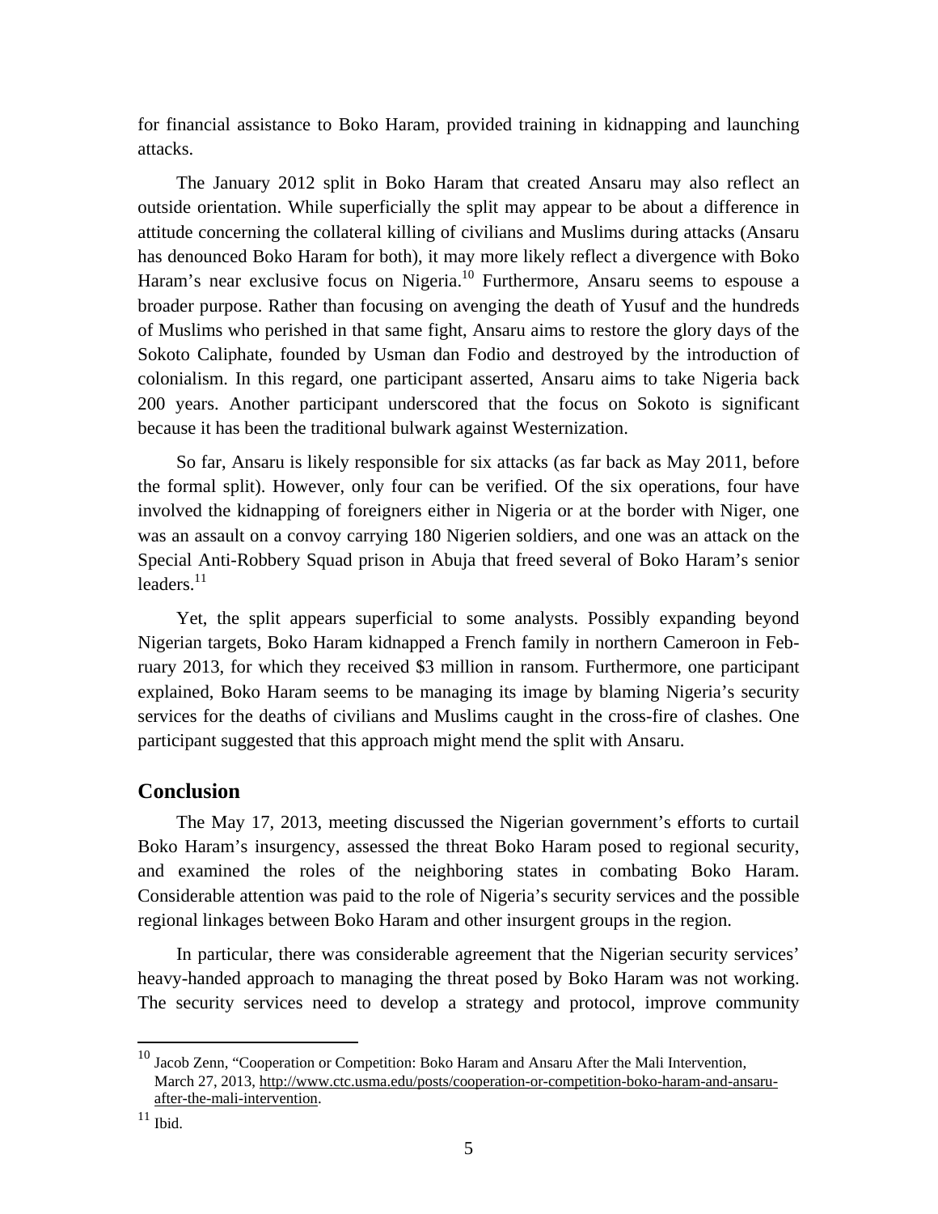for financial assistance to Boko Haram, provided training in kidnapping and launching attacks.

The January 2012 split in Boko Haram that created Ansaru may also reflect an outside orientation. While superficially the split may appear to be about a difference in attitude concerning the collateral killing of civilians and Muslims during attacks (Ansaru has denounced Boko Haram for both), it may more likely reflect a divergence with Boko Haram's near exclusive focus on Nigeria.[10] Furthermore, Ansaru seems to espouse a broader purpose. Rather than focusing on avenging the death of Yusuf and the hundreds of Muslims who perished in that same fight, Ansaru aims to restore the glory days of the Sokoto Caliphate, founded by Usman dan Fodio and destroyed by the introduction of colonialism. In this regard, one participant asserted, Ansaru aims to take Nigeria back 200 years. Another participant underscored that the focus on Sokoto is significant because it has been the traditional bulwark against Westernization.

So far, Ansaru is likely responsible for six attacks (as far back as May 2011, before the formal split). However, only four can be verified. Of the six operations, four have involved the kidnapping of foreigners either in Nigeria or at the border with Niger, one was an assault on a convoy carrying 180 Nigerien soldiers, and one was an attack on the Special Anti-Robbery Squad prison in Abuja that freed several of Boko Haram's senior leaders.[11]

Yet, the split appears superficial to some analysts. Possibly expanding beyond Nigerian targets, Boko Haram kidnapped a French family in northern Cameroon in February 2013, for which they received $3 million in ransom. Furthermore, one participant explained, Boko Haram seems to be managing its image by blaming Nigeria's security services for the deaths of civilians and Muslims caught in the cross-fire of clashes. One participant suggested that this approach might mend the split with Ansaru.

## Conclusion

The May 17, 2013, meeting discussed the Nigerian government's efforts to curtail Boko Haram's insurgency, assessed the threat Boko Haram posed to regional security, and examined the roles of the neighboring states in combating Boko Haram. Considerable attention was paid to the role of Nigeria's security services and the possible regional linkages between Boko Haram and other insurgent groups in the region.

In particular, there was considerable agreement that the Nigerian security services' heavy-handed approach to managing the threat posed by Boko Haram was not working. The security services need to develop a strategy and protocol, improve community

---

[10] Jacob Zenn, "Cooperation or Competition: Boko Haram and Ansaru After the Mali Intervention, March 27, 2013, http://www.ctc.usma.edu/posts/cooperation-or-competition-boko-haram-and-ansaru-after-the-mali-intervention.

[11] Ibid.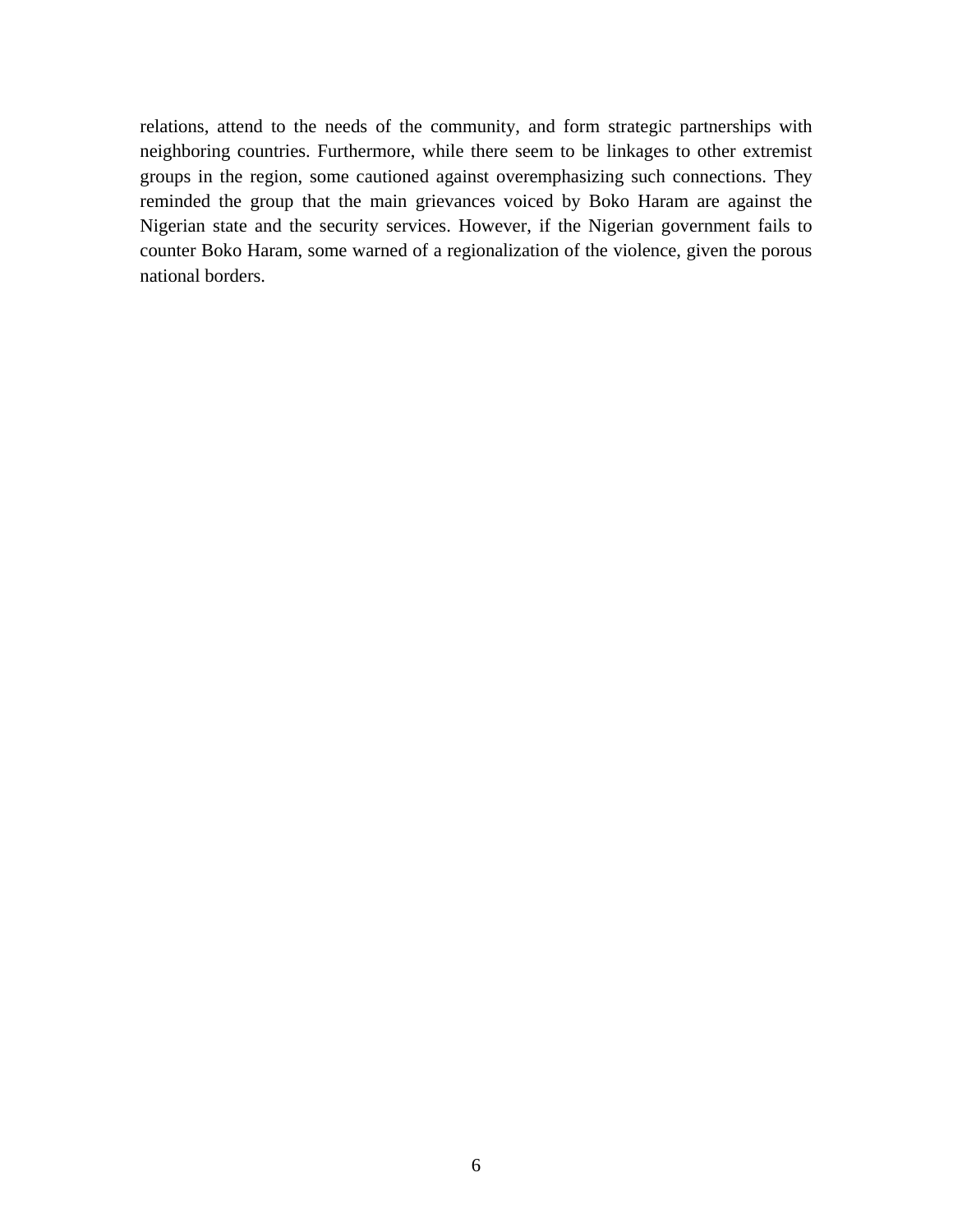relations, attend to the needs of the community, and form strategic partnerships with neighboring countries. Furthermore, while there seem to be linkages to other extremist groups in the region, some cautioned against overemphasizing such connections. They reminded the group that the main grievances voiced by Boko Haram are against the Nigerian state and the security services. However, if the Nigerian government fails to counter Boko Haram, some warned of a regionalization of the violence, given the porous national borders.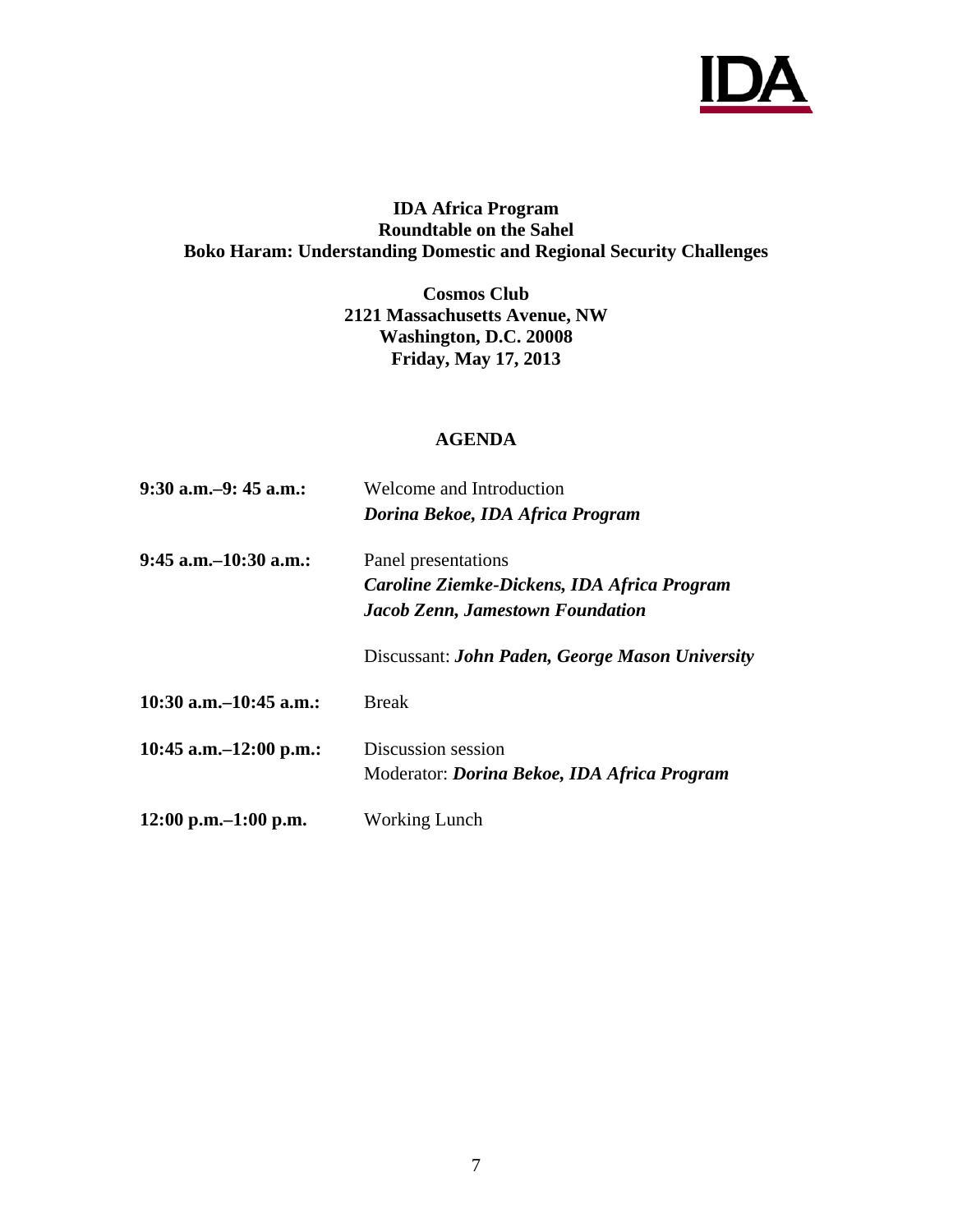**IDA Africa Program**
**Roundtable on the Sahel**
**Boko Haram: Understanding Domestic and Regional Security Challenges**

**Cosmos Club**
**2121 Massachusetts Avenue, NW**
**Washington, D.C. 20008**
**Friday, May 17, 2013**

## AGENDA

| | |
|---|---|
| **9:30 a.m.–9: 45 a.m.:** | Welcome and Introduction<br>***Dorina Bekoe, IDA Africa Program*** |
| **9:45 a.m.–10:30 a.m.:** | Panel presentations<br>***Caroline Ziemke-Dickens, IDA Africa Program***<br>***Jacob Zenn, Jamestown Foundation***<br><br>Discussant: ***John Paden, George Mason University*** |
| **10:30 a.m.–10:45 a.m.:** | Break |
| **10:45 a.m.–12:00 p.m.:** | Discussion session<br>Moderator: ***Dorina Bekoe, IDA Africa Program*** |
| **12:00 p.m.–1:00 p.m.** | Working Lunch |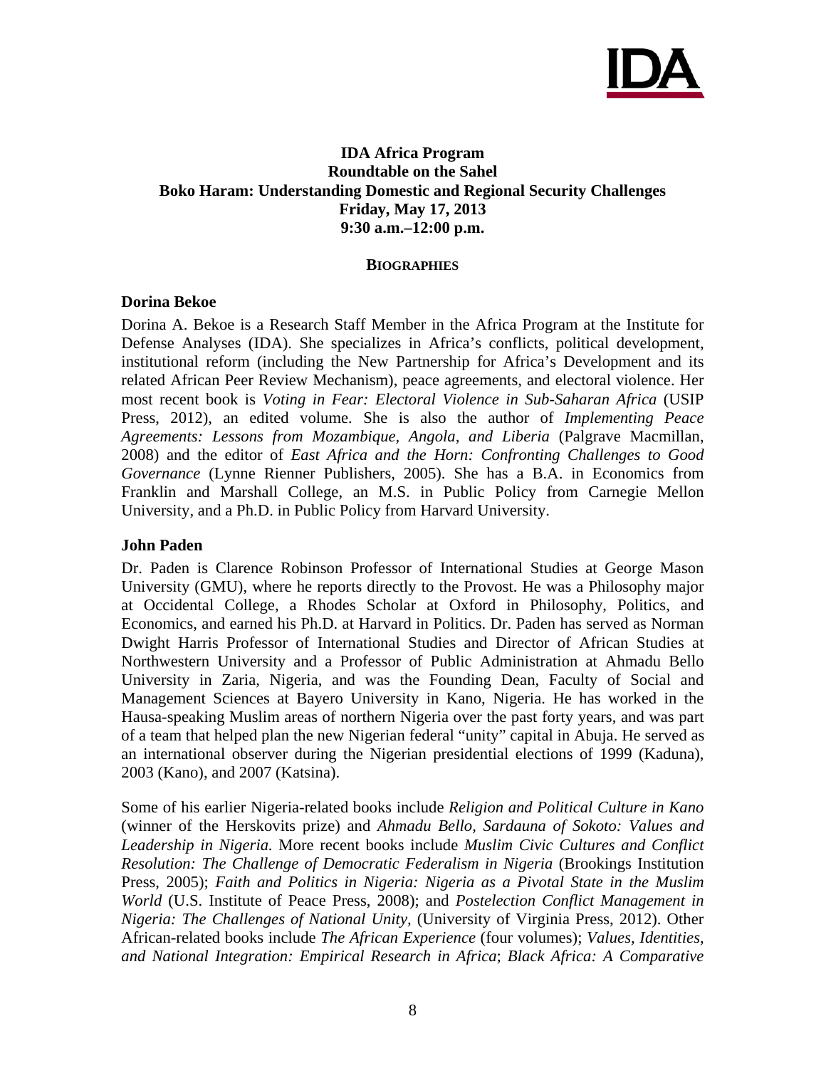**IDA Africa Program**
**Roundtable on the Sahel**
**Boko Haram: Understanding Domestic and Regional Security Challenges**
**Friday, May 17, 2013**
**9:30 a.m.–12:00 p.m.**

**BIOGRAPHIES**

### Dorina Bekoe

Dorina A. Bekoe is a Research Staff Member in the Africa Program at the Institute for Defense Analyses (IDA). She specializes in Africa's conflicts, political development, institutional reform (including the New Partnership for Africa's Development and its related African Peer Review Mechanism), peace agreements, and electoral violence. Her most recent book is *Voting in Fear: Electoral Violence in Sub-Saharan Africa* (USIP Press, 2012), an edited volume. She is also the author of *Implementing Peace Agreements: Lessons from Mozambique, Angola, and Liberia* (Palgrave Macmillan, 2008) and the editor of *East Africa and the Horn: Confronting Challenges to Good Governance* (Lynne Rienner Publishers, 2005). She has a B.A. in Economics from Franklin and Marshall College, an M.S. in Public Policy from Carnegie Mellon University, and a Ph.D. in Public Policy from Harvard University.

### John Paden

Dr. Paden is Clarence Robinson Professor of International Studies at George Mason University (GMU), where he reports directly to the Provost. He was a Philosophy major at Occidental College, a Rhodes Scholar at Oxford in Philosophy, Politics, and Economics, and earned his Ph.D. at Harvard in Politics. Dr. Paden has served as Norman Dwight Harris Professor of International Studies and Director of African Studies at Northwestern University and a Professor of Public Administration at Ahmadu Bello University in Zaria, Nigeria, and was the Founding Dean, Faculty of Social and Management Sciences at Bayero University in Kano, Nigeria. He has worked in the Hausa-speaking Muslim areas of northern Nigeria over the past forty years, and was part of a team that helped plan the new Nigerian federal "unity" capital in Abuja. He served as an international observer during the Nigerian presidential elections of 1999 (Kaduna), 2003 (Kano), and 2007 (Katsina).

Some of his earlier Nigeria-related books include *Religion and Political Culture in Kano* (winner of the Herskovits prize) and *Ahmadu Bello, Sardauna of Sokoto: Values and Leadership in Nigeria.* More recent books include *Muslim Civic Cultures and Conflict Resolution: The Challenge of Democratic Federalism in Nigeria* (Brookings Institution Press, 2005); *Faith and Politics in Nigeria: Nigeria as a Pivotal State in the Muslim World* (U.S. Institute of Peace Press, 2008); and *Postelection Conflict Management in Nigeria: The Challenges of National Unity,* (University of Virginia Press, 2012). Other African-related books include *The African Experience* (four volumes); *Values, Identities, and National Integration: Empirical Research in Africa*; *Black Africa: A Comparative*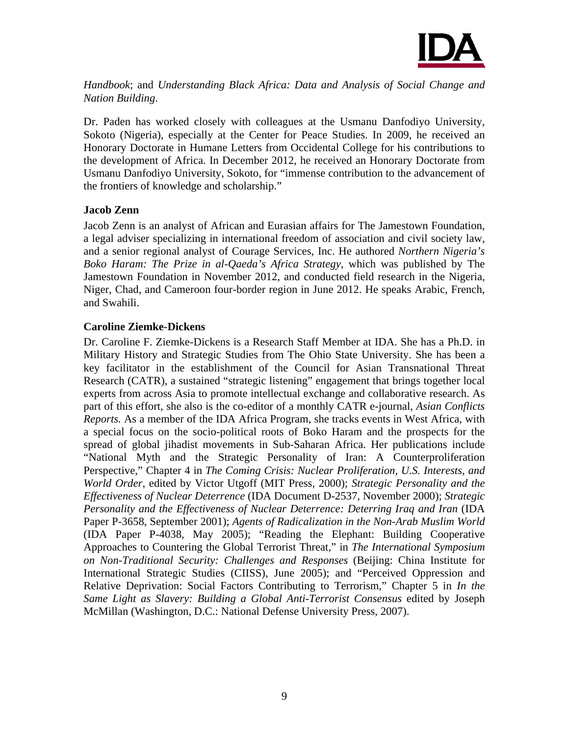*Handbook*; and *Understanding Black Africa: Data and Analysis of Social Change and Nation Building*.

Dr. Paden has worked closely with colleagues at the Usmanu Danfodiyo University, Sokoto (Nigeria), especially at the Center for Peace Studies. In 2009, he received an Honorary Doctorate in Humane Letters from Occidental College for his contributions to the development of Africa. In December 2012, he received an Honorary Doctorate from Usmanu Danfodiyo University, Sokoto, for "immense contribution to the advancement of the frontiers of knowledge and scholarship."

**Jacob Zenn**

Jacob Zenn is an analyst of African and Eurasian affairs for The Jamestown Foundation, a legal adviser specializing in international freedom of association and civil society law, and a senior regional analyst of Courage Services, Inc. He authored *Northern Nigeria's Boko Haram: The Prize in al-Qaeda's Africa Strategy*, which was published by The Jamestown Foundation in November 2012, and conducted field research in the Nigeria, Niger, Chad, and Cameroon four-border region in June 2012. He speaks Arabic, French, and Swahili.

**Caroline Ziemke-Dickens**

Dr. Caroline F. Ziemke-Dickens is a Research Staff Member at IDA. She has a Ph.D. in Military History and Strategic Studies from The Ohio State University. She has been a key facilitator in the establishment of the Council for Asian Transnational Threat Research (CATR), a sustained "strategic listening" engagement that brings together local experts from across Asia to promote intellectual exchange and collaborative research. As part of this effort, she also is the co-editor of a monthly CATR e-journal, *Asian Conflicts Reports.* As a member of the IDA Africa Program, she tracks events in West Africa, with a special focus on the socio-political roots of Boko Haram and the prospects for the spread of global jihadist movements in Sub-Saharan Africa. Her publications include "National Myth and the Strategic Personality of Iran: A Counterproliferation Perspective," Chapter 4 in *The Coming Crisis: Nuclear Proliferation, U.S. Interests, and World Order*, edited by Victor Utgoff (MIT Press, 2000); *Strategic Personality and the Effectiveness of Nuclear Deterrence* (IDA Document D-2537, November 2000); *Strategic Personality and the Effectiveness of Nuclear Deterrence: Deterring Iraq and Iran* (IDA Paper P-3658, September 2001); *Agents of Radicalization in the Non-Arab Muslim World* (IDA Paper P-4038, May 2005); "Reading the Elephant: Building Cooperative Approaches to Countering the Global Terrorist Threat," in *The International Symposium on Non-Traditional Security: Challenges and Responses* (Beijing: China Institute for International Strategic Studies (CIISS), June 2005); and "Perceived Oppression and Relative Deprivation: Social Factors Contributing to Terrorism," Chapter 5 in *In the Same Light as Slavery: Building a Global Anti-Terrorist Consensus* edited by Joseph McMillan (Washington, D.C.: National Defense University Press, 2007).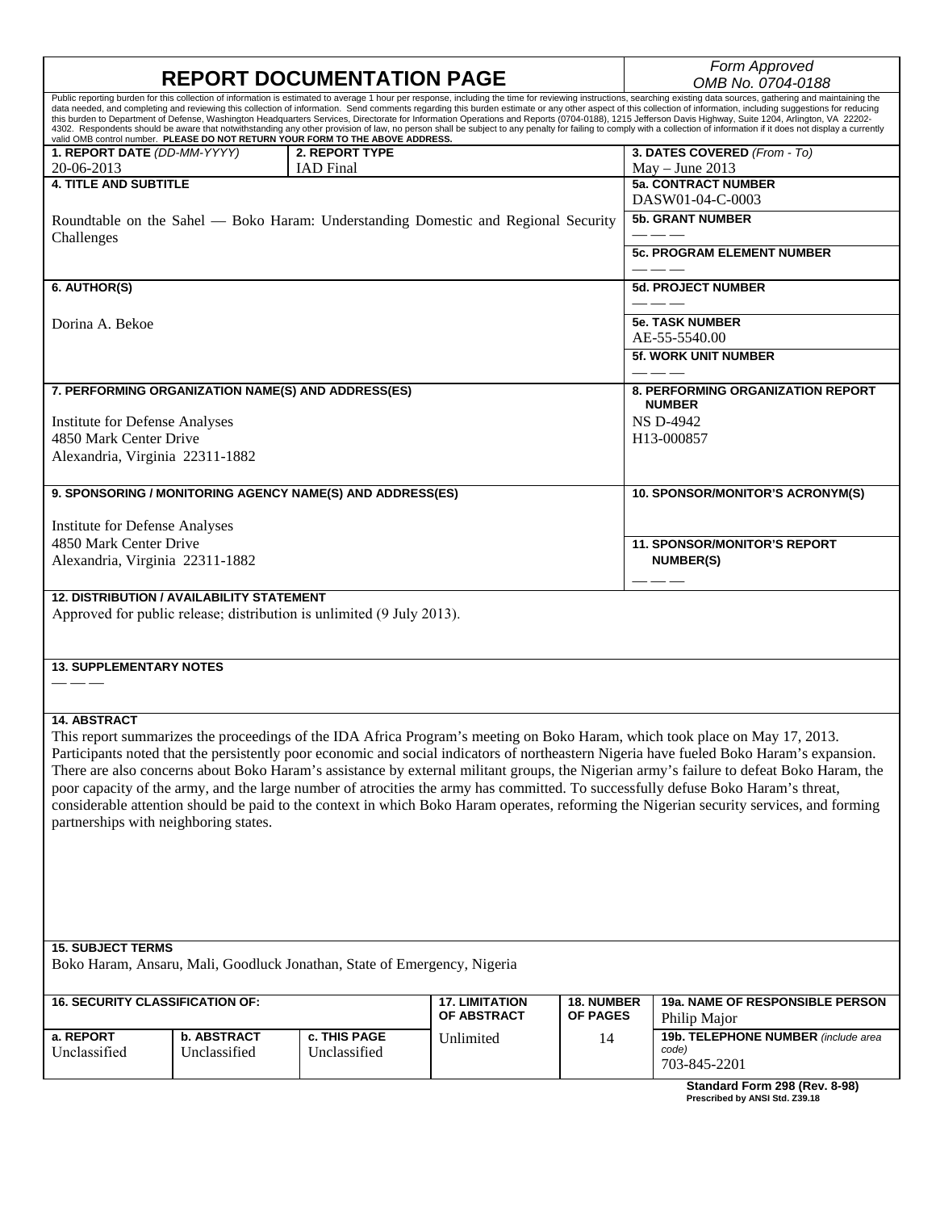# REPORT DOCUMENTATION PAGE

*Form Approved*
*OMB No. 0704-0188*

Public reporting burden for this collection of information is estimated to average 1 hour per response, including the time for reviewing instructions, searching existing data sources, gathering and maintaining the data needed, and completing and reviewing this collection of information. Send comments regarding this burden estimate or any other aspect of this collection of information, including suggestions for reducing this burden to Department of Defense, Washington Headquarters Services, Directorate for Information Operations and Reports (0704-0188), 1215 Jefferson Davis Highway, Suite 1204, Arlington, VA 22202-4302. Respondents should be aware that notwithstanding any other provision of law, no person shall be subject to any penalty for failing to comply with a collection of information if it does not display a currently valid OMB control number. **PLEASE DO NOT RETURN YOUR FORM TO THE ABOVE ADDRESS.**

| | | |
|---|---|---|
| **1. REPORT DATE** *(DD-MM-YYYY)* 20-06-2013 | **2. REPORT TYPE** IAD Final | **3. DATES COVERED** *(From - To)* May – June 2013 |

**4. TITLE AND SUBTITLE**

Roundtable on the Sahel — Boko Haram: Understanding Domestic and Regional Security Challenges

**5a. CONTRACT NUMBER**
DASW01-04-C-0003

**5b. GRANT NUMBER**
— — —

**5c. PROGRAM ELEMENT NUMBER**
— — —

**6. AUTHOR(S)**

Dorina A. Bekoe

**5d. PROJECT NUMBER**
— — —

**5e. TASK NUMBER**
AE-55-5540.00

**5f. WORK UNIT NUMBER**
— — —

**7. PERFORMING ORGANIZATION NAME(S) AND ADDRESS(ES)**

Institute for Defense Analyses
4850 Mark Center Drive
Alexandria, Virginia 22311-1882

**8. PERFORMING ORGANIZATION REPORT NUMBER**
NS D-4942
H13-000857

**9. SPONSORING / MONITORING AGENCY NAME(S) AND ADDRESS(ES)**

Institute for Defense Analyses
4850 Mark Center Drive
Alexandria, Virginia 22311-1882

**10. SPONSOR/MONITOR'S ACRONYM(S)**

**11. SPONSOR/MONITOR'S REPORT NUMBER(S)**
— — —

**12. DISTRIBUTION / AVAILABILITY STATEMENT**

Approved for public release; distribution is unlimited (9 July 2013).

**13. SUPPLEMENTARY NOTES**

— — —

**14. ABSTRACT**

This report summarizes the proceedings of the IDA Africa Program's meeting on Boko Haram, which took place on May 17, 2013. Participants noted that the persistently poor economic and social indicators of northeastern Nigeria have fueled Boko Haram's expansion. There are also concerns about Boko Haram's assistance by external militant groups, the Nigerian army's failure to defeat Boko Haram, the poor capacity of the army, and the large number of atrocities the army has committed. To successfully defuse Boko Haram's threat, considerable attention should be paid to the context in which Boko Haram operates, reforming the Nigerian security services, and forming partnerships with neighboring states.

**15. SUBJECT TERMS**

Boko Haram, Ansaru, Mali, Goodluck Jonathan, State of Emergency, Nigeria

| **16. SECURITY CLASSIFICATION OF:** | | | **17. LIMITATION OF ABSTRACT** | **18. NUMBER OF PAGES** | **19a. NAME OF RESPONSIBLE PERSON** Philip Major |
|---|---|---|---|---|---|
| **a. REPORT** Unclassified | **b. ABSTRACT** Unclassified | **c. THIS PAGE** Unclassified | Unlimited | 14 | **19b. TELEPHONE NUMBER** *(include area code)* 703-845-2201 |

**Standard Form 298 (Rev. 8-98)**
**Prescribed by ANSI Std. Z39.18**